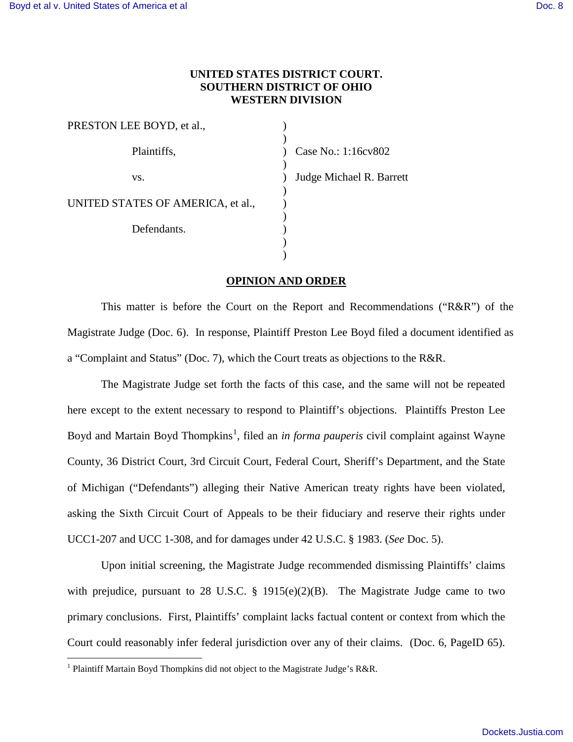**UNITED STATES DISTRICT COURT.**
**SOUTHERN DISTRICT OF OHIO**
**WESTERN DIVISION**

PRESTON LEE BOYD, et al.,

Plaintiffs,

vs.

UNITED STATES OF AMERICA, et al.,

Defendants.

Case No.: 1:16cv802

Judge Michael R. Barrett

**OPINION AND ORDER**

This matter is before the Court on the Report and Recommendations ("R&R") of the Magistrate Judge (Doc. 6). In response, Plaintiff Preston Lee Boyd filed a document identified as a "Complaint and Status" (Doc. 7), which the Court treats as objections to the R&R.

The Magistrate Judge set forth the facts of this case, and the same will not be repeated here except to the extent necessary to respond to Plaintiff's objections. Plaintiffs Preston Lee Boyd and Martain Boyd Thompkins[1], filed an *in forma pauperis* civil complaint against Wayne County, 36 District Court, 3rd Circuit Court, Federal Court, Sheriff's Department, and the State of Michigan ("Defendants") alleging their Native American treaty rights have been violated, asking the Sixth Circuit Court of Appeals to be their fiduciary and reserve their rights under UCC1-207 and UCC 1-308, and for damages under 42 U.S.C. § 1983. (*See* Doc. 5).

Upon initial screening, the Magistrate Judge recommended dismissing Plaintiffs' claims with prejudice, pursuant to 28 U.S.C. § 1915(e)(2)(B). The Magistrate Judge came to two primary conclusions. First, Plaintiffs' complaint lacks factual content or context from which the Court could reasonably infer federal jurisdiction over any of their claims. (Doc. 6, PageID 65).

[1] Plaintiff Martain Boyd Thompkins did not object to the Magistrate Judge's R&R.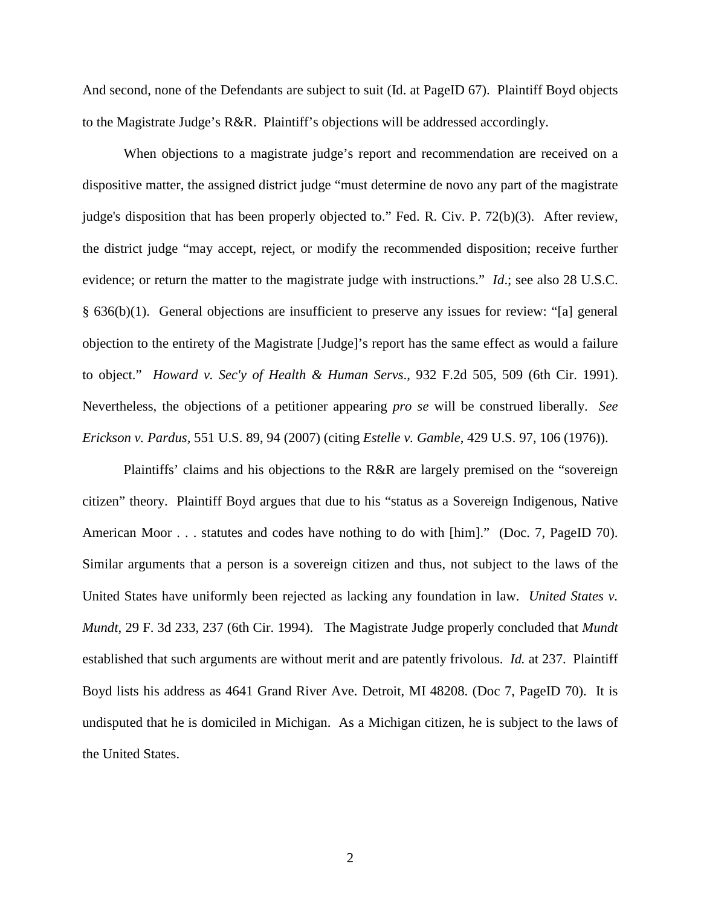And second, none of the Defendants are subject to suit (Id. at PageID 67). Plaintiff Boyd objects to the Magistrate Judge's R&R. Plaintiff's objections will be addressed accordingly.

When objections to a magistrate judge's report and recommendation are received on a dispositive matter, the assigned district judge "must determine de novo any part of the magistrate judge's disposition that has been properly objected to." Fed. R. Civ. P. 72(b)(3). After review, the district judge "may accept, reject, or modify the recommended disposition; receive further evidence; or return the matter to the magistrate judge with instructions." *Id*.; see also 28 U.S.C. § 636(b)(1). General objections are insufficient to preserve any issues for review: "[a] general objection to the entirety of the Magistrate [Judge]'s report has the same effect as would a failure to object." *Howard v. Sec'y of Health & Human Servs*., 932 F.2d 505, 509 (6th Cir. 1991). Nevertheless, the objections of a petitioner appearing *pro se* will be construed liberally. *See Erickson v. Pardus*, 551 U.S. 89, 94 (2007) (citing *Estelle v. Gamble*, 429 U.S. 97, 106 (1976)).

Plaintiffs' claims and his objections to the R&R are largely premised on the "sovereign citizen" theory. Plaintiff Boyd argues that due to his "status as a Sovereign Indigenous, Native American Moor . . . statutes and codes have nothing to do with [him]." (Doc. 7, PageID 70). Similar arguments that a person is a sovereign citizen and thus, not subject to the laws of the United States have uniformly been rejected as lacking any foundation in law. *United States v. Mundt*, 29 F. 3d 233, 237 (6th Cir. 1994). The Magistrate Judge properly concluded that *Mundt* established that such arguments are without merit and are patently frivolous. *Id.* at 237. Plaintiff Boyd lists his address as 4641 Grand River Ave. Detroit, MI 48208. (Doc 7, PageID 70). It is undisputed that he is domiciled in Michigan. As a Michigan citizen, he is subject to the laws of the United States.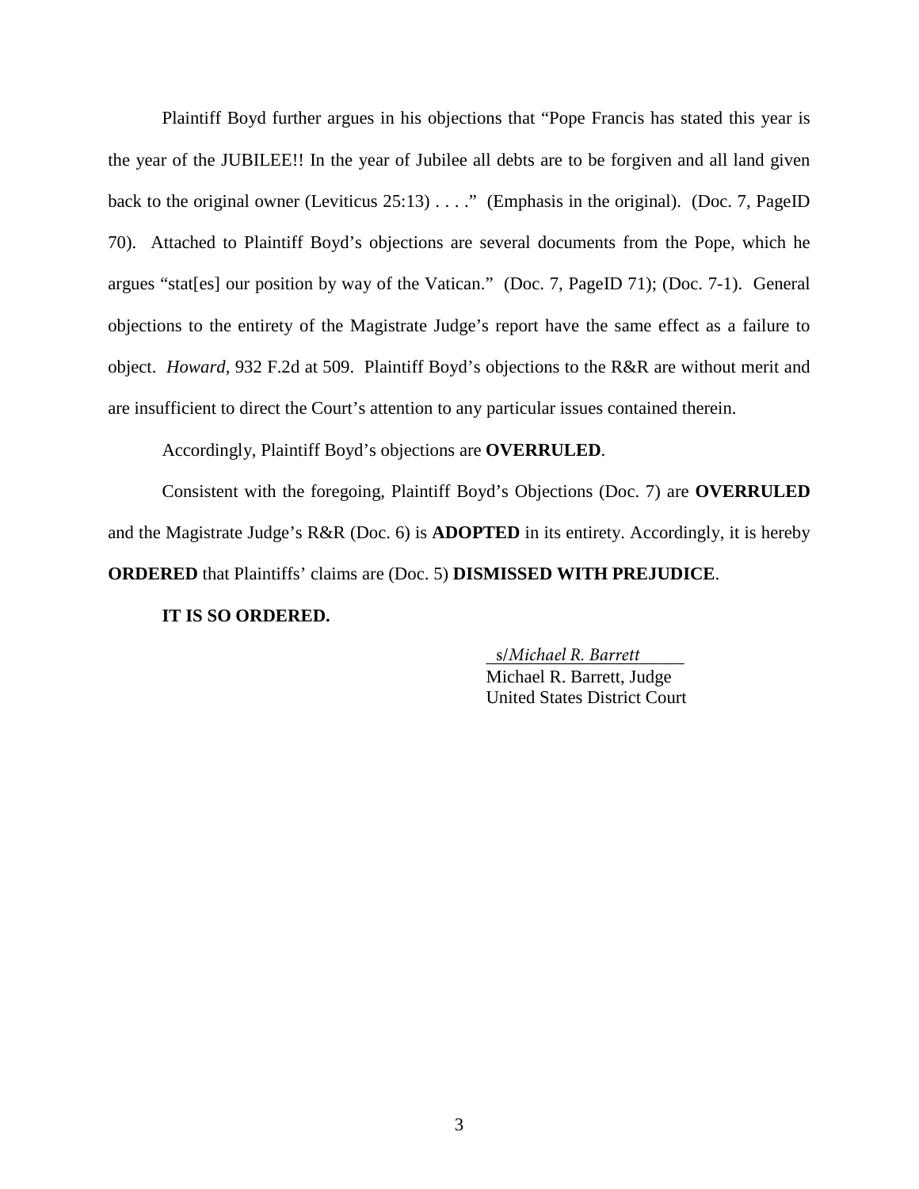Plaintiff Boyd further argues in his objections that "Pope Francis has stated this year is the year of the JUBILEE!! In the year of Jubilee all debts are to be forgiven and all land given back to the original owner (Leviticus 25:13) . . . ." (Emphasis in the original). (Doc. 7, PageID 70). Attached to Plaintiff Boyd's objections are several documents from the Pope, which he argues "stat[es] our position by way of the Vatican." (Doc. 7, PageID 71); (Doc. 7-1). General objections to the entirety of the Magistrate Judge's report have the same effect as a failure to object. *Howard*, 932 F.2d at 509. Plaintiff Boyd's objections to the R&R are without merit and are insufficient to direct the Court's attention to any particular issues contained therein.

Accordingly, Plaintiff Boyd's objections are **OVERRULED**.

Consistent with the foregoing, Plaintiff Boyd's Objections (Doc. 7) are **OVERRULED** and the Magistrate Judge's R&R (Doc. 6) is **ADOPTED** in its entirety. Accordingly, it is hereby **ORDERED** that Plaintiffs' claims are (Doc. 5) **DISMISSED WITH PREJUDICE**.

**IT IS SO ORDERED.**

s/*Michael R. Barrett*
Michael R. Barrett, Judge
United States District Court